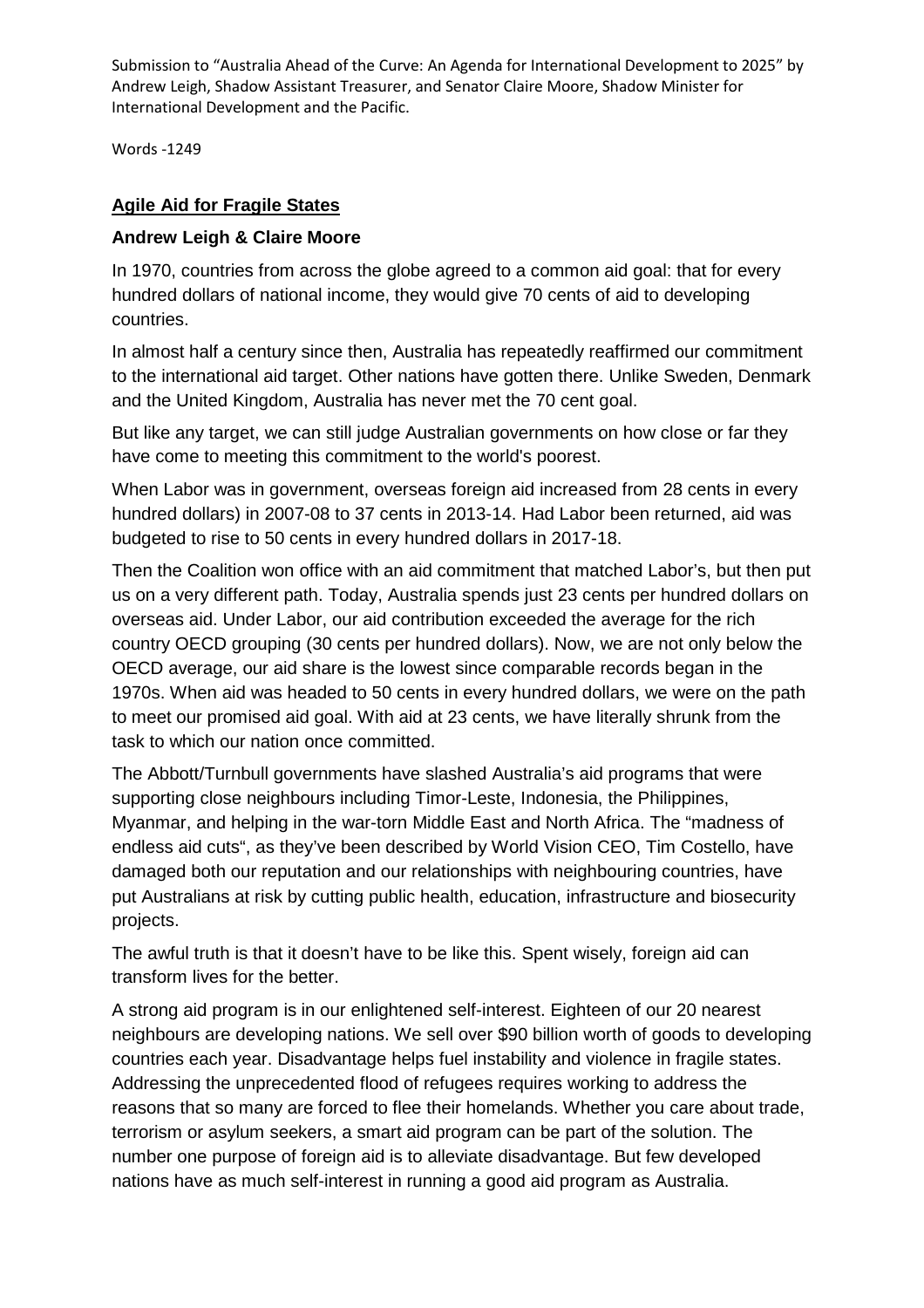Submission to "Australia Ahead of the Curve: An Agenda for International Development to 2025" by Andrew Leigh, Shadow Assistant Treasurer, and Senator Claire Moore, Shadow Minister for International Development and the Pacific.

Words -1249

## Agile Aid for Fragile States

**Andrew Leigh & Claire Moore**

In 1970, countries from across the globe agreed to a common aid goal: that for every hundred dollars of national income, they would give 70 cents of aid to developing countries.

In almost half a century since then, Australia has repeatedly reaffirmed our commitment to the international aid target. Other nations have gotten there. Unlike Sweden, Denmark and the United Kingdom, Australia has never met the 70 cent goal.

But like any target, we can still judge Australian governments on how close or far they have come to meeting this commitment to the world's poorest.

When Labor was in government, overseas foreign aid increased from 28 cents in every hundred dollars) in 2007-08 to 37 cents in 2013-14. Had Labor been returned, aid was budgeted to rise to 50 cents in every hundred dollars in 2017-18.

Then the Coalition won office with an aid commitment that matched Labor's, but then put us on a very different path. Today, Australia spends just 23 cents per hundred dollars on overseas aid. Under Labor, our aid contribution exceeded the average for the rich country OECD grouping (30 cents per hundred dollars). Now, we are not only below the OECD average, our aid share is the lowest since comparable records began in the 1970s. When aid was headed to 50 cents in every hundred dollars, we were on the path to meet our promised aid goal. With aid at 23 cents, we have literally shrunk from the task to which our nation once committed.

The Abbott/Turnbull governments have slashed Australia's aid programs that were supporting close neighbours including Timor-Leste, Indonesia, the Philippines, Myanmar, and helping in the war-torn Middle East and North Africa. The "madness of endless aid cuts", as they've been described by World Vision CEO, Tim Costello, have damaged both our reputation and our relationships with neighbouring countries, have put Australians at risk by cutting public health, education, infrastructure and biosecurity projects.

The awful truth is that it doesn't have to be like this. Spent wisely, foreign aid can transform lives for the better.

A strong aid program is in our enlightened self-interest. Eighteen of our 20 nearest neighbours are developing nations. We sell over $90 billion worth of goods to developing countries each year. Disadvantage helps fuel instability and violence in fragile states. Addressing the unprecedented flood of refugees requires working to address the reasons that so many are forced to flee their homelands. Whether you care about trade, terrorism or asylum seekers, a smart aid program can be part of the solution. The number one purpose of foreign aid is to alleviate disadvantage. But few developed nations have as much self-interest in running a good aid program as Australia.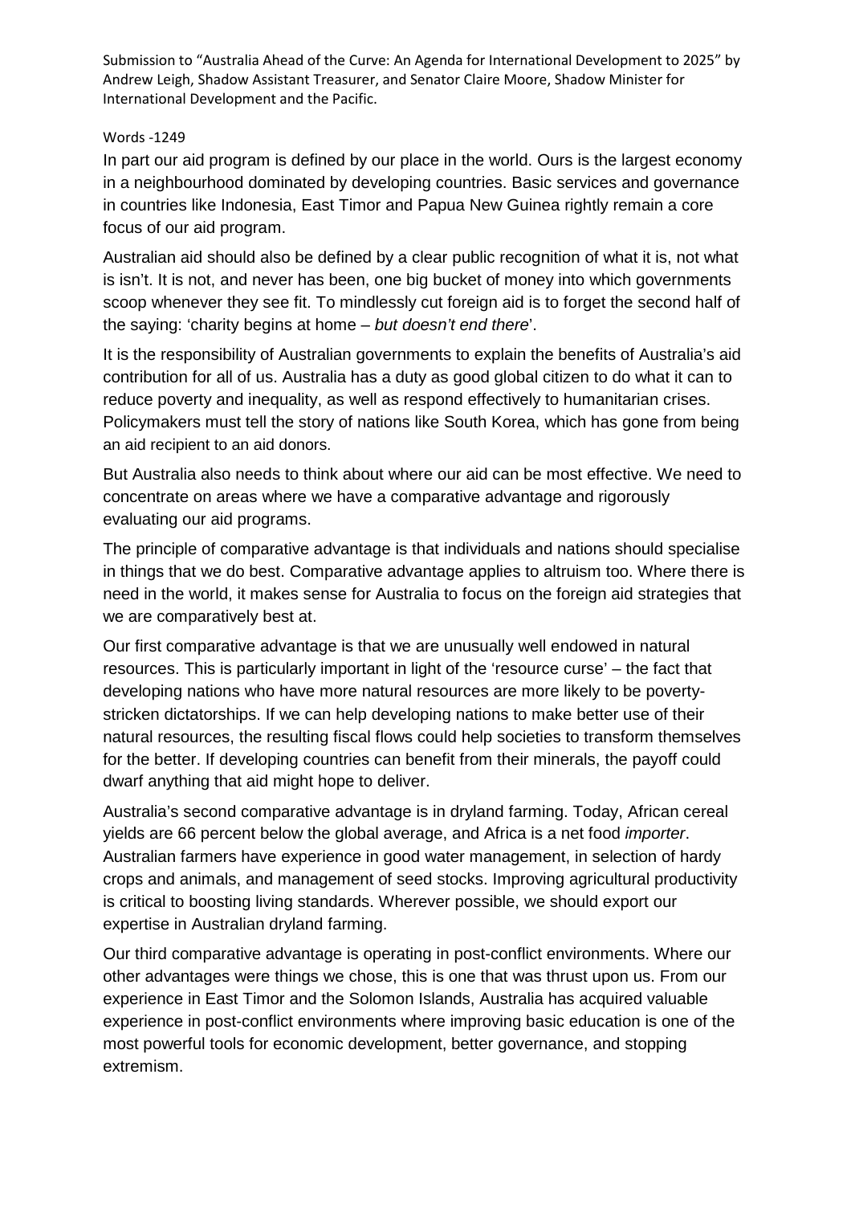Submission to "Australia Ahead of the Curve: An Agenda for International Development to 2025" by Andrew Leigh, Shadow Assistant Treasurer, and Senator Claire Moore, Shadow Minister for International Development and the Pacific.

Words -1249

In part our aid program is defined by our place in the world. Ours is the largest economy in a neighbourhood dominated by developing countries. Basic services and governance in countries like Indonesia, East Timor and Papua New Guinea rightly remain a core focus of our aid program.

Australian aid should also be defined by a clear public recognition of what it is, not what is isn't. It is not, and never has been, one big bucket of money into which governments scoop whenever they see fit. To mindlessly cut foreign aid is to forget the second half of the saying: 'charity begins at home – *but doesn't end there*'.

It is the responsibility of Australian governments to explain the benefits of Australia's aid contribution for all of us. Australia has a duty as good global citizen to do what it can to reduce poverty and inequality, as well as respond effectively to humanitarian crises. Policymakers must tell the story of nations like South Korea, which has gone from being an aid recipient to an aid donors.

But Australia also needs to think about where our aid can be most effective. We need to concentrate on areas where we have a comparative advantage and rigorously evaluating our aid programs.

The principle of comparative advantage is that individuals and nations should specialise in things that we do best. Comparative advantage applies to altruism too. Where there is need in the world, it makes sense for Australia to focus on the foreign aid strategies that we are comparatively best at.

Our first comparative advantage is that we are unusually well endowed in natural resources. This is particularly important in light of the 'resource curse' – the fact that developing nations who have more natural resources are more likely to be poverty-stricken dictatorships. If we can help developing nations to make better use of their natural resources, the resulting fiscal flows could help societies to transform themselves for the better. If developing countries can benefit from their minerals, the payoff could dwarf anything that aid might hope to deliver.

Australia's second comparative advantage is in dryland farming. Today, African cereal yields are 66 percent below the global average, and Africa is a net food *importer*. Australian farmers have experience in good water management, in selection of hardy crops and animals, and management of seed stocks. Improving agricultural productivity is critical to boosting living standards. Wherever possible, we should export our expertise in Australian dryland farming.

Our third comparative advantage is operating in post-conflict environments. Where our other advantages were things we chose, this is one that was thrust upon us. From our experience in East Timor and the Solomon Islands, Australia has acquired valuable experience in post-conflict environments where improving basic education is one of the most powerful tools for economic development, better governance, and stopping extremism.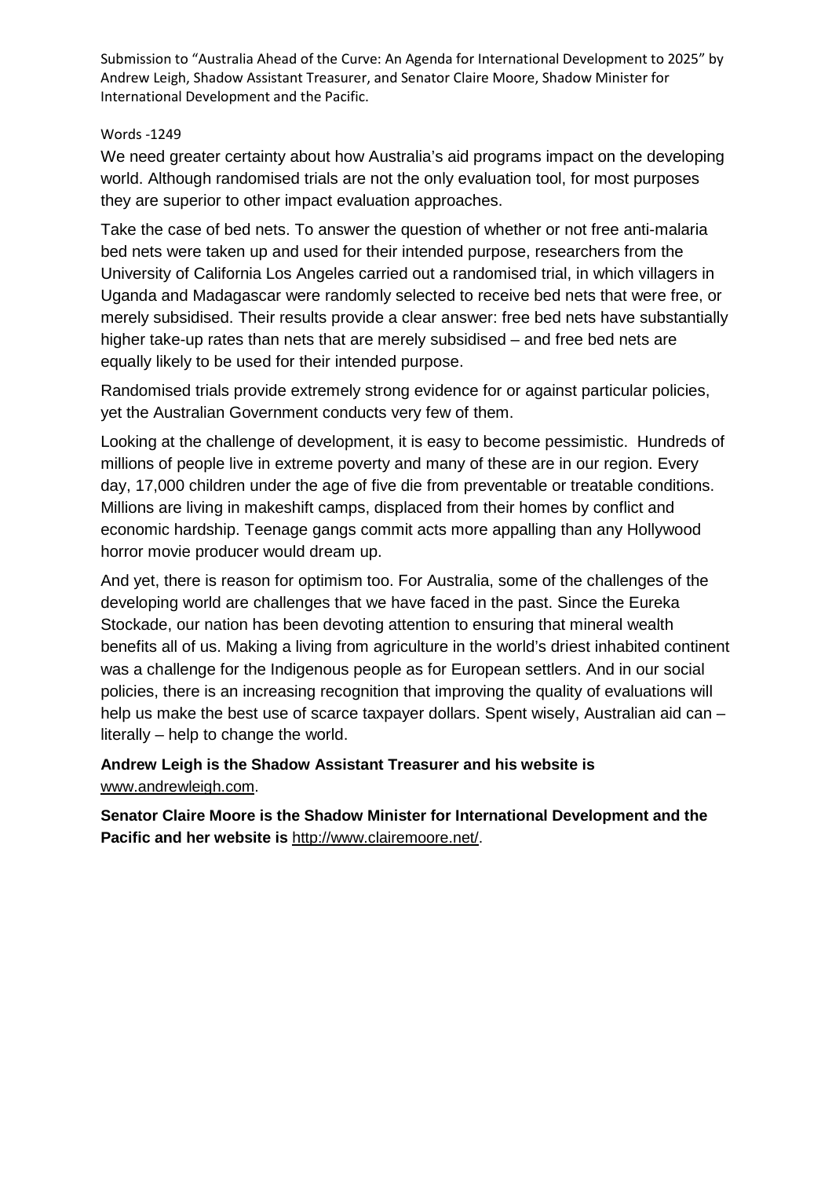We need greater certainty about how Australia's aid programs impact on the developing world. Although randomised trials are not the only evaluation tool, for most purposes they are superior to other impact evaluation approaches.

Take the case of bed nets. To answer the question of whether or not free anti-malaria bed nets were taken up and used for their intended purpose, researchers from the University of California Los Angeles carried out a randomised trial, in which villagers in Uganda and Madagascar were randomly selected to receive bed nets that were free, or merely subsidised. Their results provide a clear answer: free bed nets have substantially higher take-up rates than nets that are merely subsidised – and free bed nets are equally likely to be used for their intended purpose.

Randomised trials provide extremely strong evidence for or against particular policies, yet the Australian Government conducts very few of them.

Looking at the challenge of development, it is easy to become pessimistic. Hundreds of millions of people live in extreme poverty and many of these are in our region. Every day, 17,000 children under the age of five die from preventable or treatable conditions. Millions are living in makeshift camps, displaced from their homes by conflict and economic hardship. Teenage gangs commit acts more appalling than any Hollywood horror movie producer would dream up.

And yet, there is reason for optimism too. For Australia, some of the challenges of the developing world are challenges that we have faced in the past. Since the Eureka Stockade, our nation has been devoting attention to ensuring that mineral wealth benefits all of us. Making a living from agriculture in the world's driest inhabited continent was a challenge for the Indigenous people as for European settlers. And in our social policies, there is an increasing recognition that improving the quality of evaluations will help us make the best use of scarce taxpayer dollars. Spent wisely, Australian aid can – literally – help to change the world.

**Andrew Leigh is the Shadow Assistant Treasurer and his website is** www.andrewleigh.com.

**Senator Claire Moore is the Shadow Minister for International Development and the Pacific and her website is** http://www.clairemoore.net/.